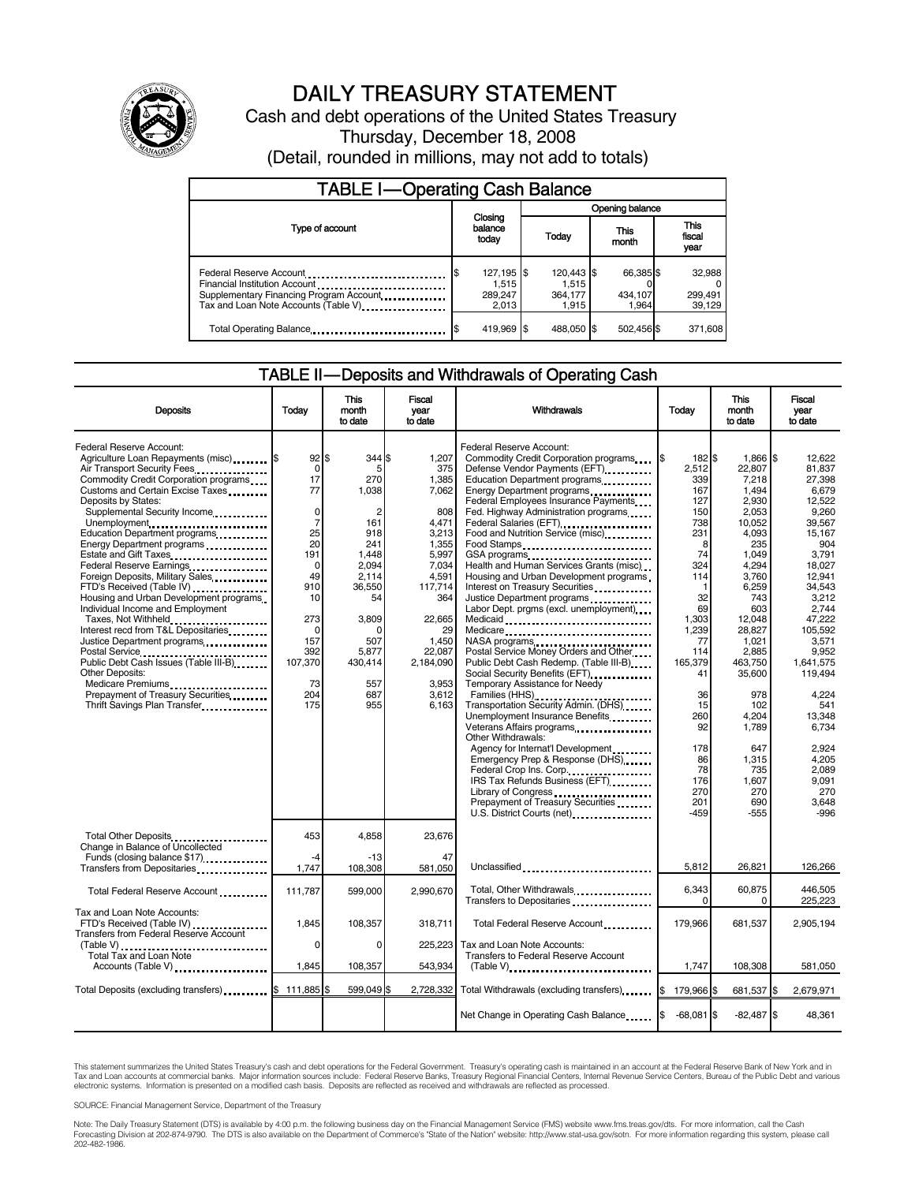# DAILY TREASURY STATEMENT

Cash and debt operations of the United States Treasury

Thursday, December 18, 2008

(Detail, rounded in millions, may not add to totals)

## TABLE I—Operating Cash Balance

| Type of account | Closing balance today | Opening balance Today | This month | This fiscal year |
|---|---|---|---|---|
| Federal Reserve Account | $ 127,195 | $ 120,443 | $ 66,385 | $ 32,988 |
| Financial Institution Account | 1,515 | 1,515 | 0 | 0 |
| Supplementary Financing Program Account | 289,247 | 364,177 | 434,107 | 299,491 |
| Tax and Loan Note Accounts (Table V) | 2,013 | 1,915 | 1,964 | 39,129 |
| Total Operating Balance | $ 419,969 | $ 488,050 | $ 502,456 | $ 371,608 |

## TABLE II—Deposits and Withdrawals of Operating Cash

| Deposits | Today | This month to date | Fiscal year to date |
|---|---|---|---|
| Federal Reserve Account: | | | |
| Agriculture Loan Repayments (misc) | $ 92 | $ 344 | $ 1,207 |
| Air Transport Security Fees | 0 | 5 | 375 |
| Commodity Credit Corporation programs | 17 | 270 | 1,385 |
| Customs and Certain Excise Taxes | 77 | 1,038 | 7,062 |
| Deposits by States: | | | |
| Supplemental Security Income | 0 | 2 | 808 |
| Unemployment | 7 | 161 | 4,471 |
| Education Department programs | 25 | 918 | 3,213 |
| Energy Department programs | 20 | 241 | 1,355 |
| Estate and Gift Taxes | 191 | 1,448 | 5,997 |
| Federal Reserve Earnings | 0 | 2,094 | 7,034 |
| Foreign Deposits, Military Sales | 49 | 2,114 | 4,591 |
| FTD's Received (Table IV) | 910 | 36,550 | 117,714 |
| Housing and Urban Development programs | 10 | 54 | 364 |
| Individual Income and Employment Taxes, Not Withheld | 273 | 3,809 | 22,665 |
| Interest recd from T&L Depositaries | 0 | 0 | 29 |
| Justice Department programs | 157 | 507 | 1,450 |
| Postal Service | 392 | 5,877 | 22,087 |
| Public Debt Cash Issues (Table III-B) | 107,370 | 430,414 | 2,184,090 |
| Other Deposits: | | | |
| Medicare Premiums | 73 | 557 | 3,953 |
| Prepayment of Treasury Securities | 204 | 687 | 3,612 |
| Thrift Savings Plan Transfer | 175 | 955 | 6,163 |
| Total Other Deposits | 453 | 4,858 | 23,676 |
| Change in Balance of Uncollected Funds (closing balance $17) | -4 | -13 | 47 |
| Transfers from Depositaries | 1,747 | 108,308 | 581,050 |
| Total Federal Reserve Account | 111,787 | 599,000 | 2,990,670 |
| Tax and Loan Note Accounts: | | | |
| FTD's Received (Table IV) | 1,845 | 108,357 | 318,711 |
| Transfers from Federal Reserve Account (Table V) | 0 | 0 | 225,223 |
| Total Tax and Loan Note Accounts (Table V) | 1,845 | 108,357 | 543,934 |
| Total Deposits (excluding transfers) | $ 111,885 | $ 599,049 | $ 2,728,332 |

| Withdrawals | Today | This month to date | Fiscal year to date |
|---|---|---|---|
| Federal Reserve Account: | | | |
| Commodity Credit Corporation programs | $ 182 | $ 1,866 | $ 12,622 |
| Defense Vendor Payments (EFT) | 2,512 | 22,807 | 81,837 |
| Education Department programs | 339 | 7,218 | 27,398 |
| Energy Department programs | 167 | 1,494 | 6,679 |
| Federal Employees Insurance Payments | 127 | 2,930 | 12,522 |
| Fed. Highway Administration programs | 150 | 2,053 | 9,260 |
| Federal Salaries (EFT) | 738 | 10,052 | 39,567 |
| Food and Nutrition Service (misc) | 231 | 4,093 | 15,167 |
| Food Stamps | 8 | 235 | 904 |
| GSA programs | 74 | 1,049 | 3,791 |
| Health and Human Services Grants (misc) | 324 | 4,294 | 18,027 |
| Housing and Urban Development programs | 114 | 3,760 | 12,941 |
| Interest on Treasury Securities | 1 | 6,259 | 34,543 |
| Justice Department programs | 32 | 743 | 3,212 |
| Labor Dept. prgms (excl. unemployment) | 69 | 603 | 2,744 |
| Medicaid | 1,303 | 12,048 | 47,222 |
| Medicare | 1,239 | 28,827 | 105,592 |
| NASA programs | 77 | 1,021 | 3,571 |
| Postal Service Money Orders and Other | 114 | 2,885 | 9,952 |
| Public Debt Cash Redemp. (Table III-B) | 165,379 | 463,750 | 1,641,575 |
| Social Security Benefits (EFT) | 41 | 35,600 | 119,494 |
| Temporary Assistance for Needy Families (HHS) | 36 | 978 | 4,224 |
| Transportation Security Admin. (DHS) | 15 | 102 | 541 |
| Unemployment Insurance Benefits | 260 | 4,204 | 13,348 |
| Veterans Affairs programs | 92 | 1,789 | 6,734 |
| Other Withdrawals: | | | |
| Agency for Internat'l Development | 178 | 647 | 2,924 |
| Emergency Prep & Response (DHS) | 86 | 1,315 | 4,205 |
| Federal Crop Ins. Corp. | 78 | 735 | 2,089 |
| IRS Tax Refunds Business (EFT) | 176 | 1,607 | 9,091 |
| Library of Congress | 270 | 270 | 270 |
| Prepayment of Treasury Securities | 201 | 690 | 3,648 |
| U.S. District Courts (net) | -459 | -555 | -996 |
| Unclassified | 5,812 | 26,821 | 126,266 |
| Total, Other Withdrawals | 6,343 | 60,875 | 446,505 |
| Transfers to Depositaries | 0 | 0 | 225,223 |
| Total Federal Reserve Account | 179,966 | 681,537 | 2,905,194 |
| Tax and Loan Note Accounts: | | | |
| Transfers to Federal Reserve Account (Table V) | 1,747 | 108,308 | 581,050 |
| Total Withdrawals (excluding transfers) | $ 179,966 | $ 681,537 | $ 2,679,971 |
| Net Change in Operating Cash Balance | $ -68,081 | $ -82,487 | $ 48,361 |

This statement summarizes the United States Treasury's cash and debt operations for the Federal Government. Treasury's operating cash is maintained in an account at the Federal Reserve Bank of New York and in Tax and Loan accounts at commercial banks. Major information sources include: Federal Reserve Banks, Treasury Regional Financial Centers, Internal Revenue Service Centers, Bureau of the Public Debt and various electronic systems. Information is presented on a modified cash basis. Deposits are reflected as received and withdrawals are reflected as processed.

SOURCE: Financial Management Service, Department of the Treasury

Note: The Daily Treasury Statement (DTS) is available by 4:00 p.m. the following business day on the Financial Management Service (FMS) website www.fms.treas.gov/dts. For more information, call the Cash Forecasting Division at 202-874-9790. The DTS is also available on the Department of Commerce's "State of the Nation" website: http://www.stat-usa.gov/sotn. For more information regarding this system, please call 202-482-1986.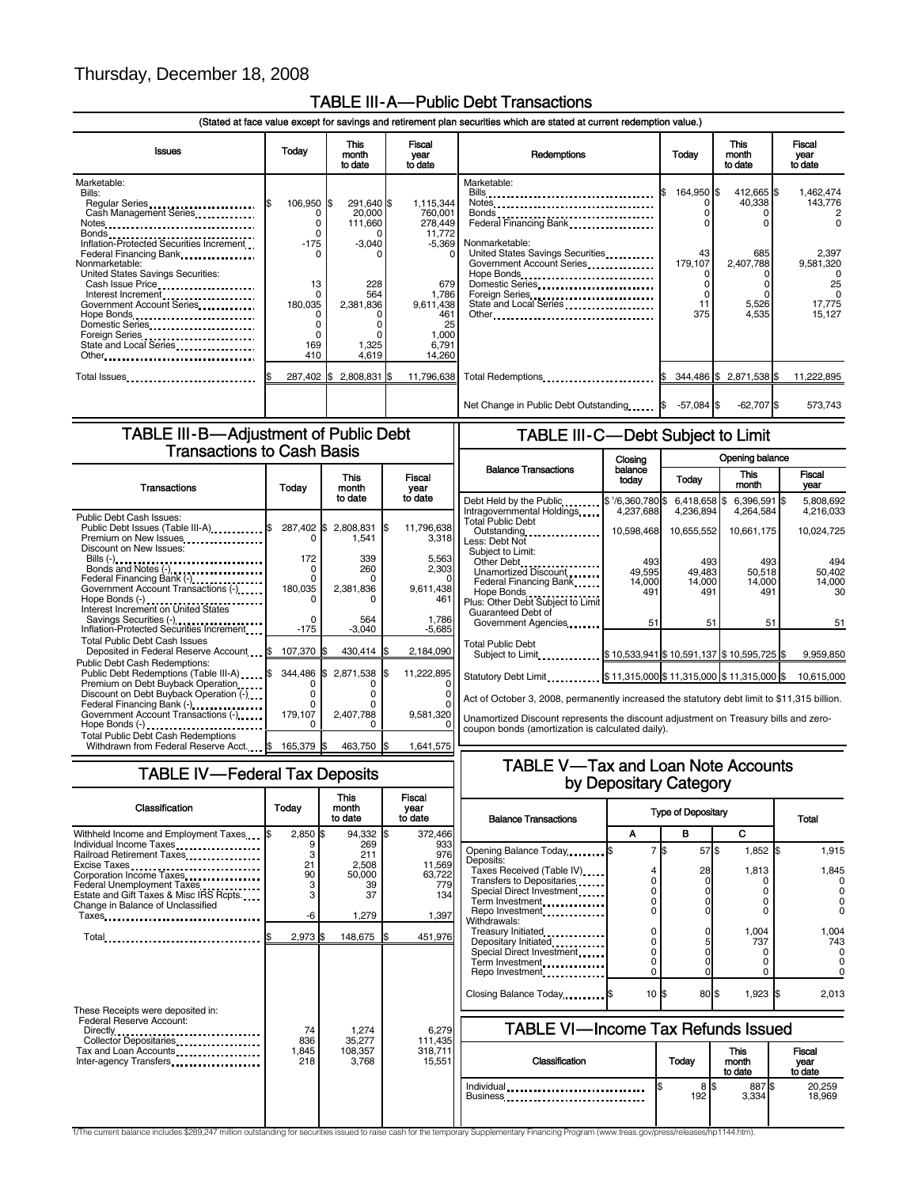Thursday, December 18, 2008

## TABLE III-A—Public Debt Transactions

(Stated at face value except for savings and retirement plan securities which are stated at current redemption value.)

| Issues | Today | This month to date | Fiscal year to date |
|---|---|---|---|
| Marketable: | | | |
| Bills: | | | |
| Regular Series | $ 106,950 | $ 291,640 | $ 1,115,344 |
| Cash Management Series | 0 | 20,000 | 760,001 |
| Notes | 0 | 111,660 | 278,449 |
| Bonds | 0 | 0 | 11,772 |
| Inflation-Protected Securities Increment | -175 | -3,040 | -5,369 |
| Federal Financing Bank | 0 | 0 | 0 |
| Nonmarketable: | | | |
| United States Savings Securities: | | | |
| Cash Issue Price | 13 | 228 | 679 |
| Interest Increment | 0 | 564 | 1,786 |
| Government Account Series | 180,035 | 2,381,836 | 9,611,438 |
| Hope Bonds | 0 | 0 | 461 |
| Domestic Series | 0 | 0 | 25 |
| Foreign Series | 0 | 0 | 1,000 |
| State and Local Series | 169 | 1,325 | 6,791 |
| Other | 410 | 4,619 | 14,260 |
| Total Issues | $ 287,402 | $ 2,808,831 | $ 11,796,638 |

| Redemptions | Today | This month to date | Fiscal year to date |
|---|---|---|---|
| Marketable: | | | |
| Bills | $ 164,950 | $ 412,665 | $ 1,462,474 |
| Notes | 0 | 40,338 | 143,776 |
| Bonds | 0 | 0 | 2 |
| Federal Financing Bank | 0 | 0 | 0 |
| Nonmarketable: | | | |
| United States Savings Securities | 43 | 685 | 2,397 |
| Government Account Series | 179,107 | 2,407,788 | 9,581,320 |
| Hope Bonds | 0 | 0 | 0 |
| Domestic Series | 0 | 0 | 25 |
| Foreign Series | 0 | 0 | 0 |
| State and Local Series | 11 | 5,526 | 17,775 |
| Other | 375 | 4,535 | 15,127 |
| Total Redemptions | $ 344,486 | $ 2,871,538 | $ 11,222,895 |
| Net Change in Public Debt Outstanding | $ -57,084 | $ -62,707 | $ 573,743 |

## TABLE III-B—Adjustment of Public Debt Transactions to Cash Basis

| Transactions | Today | This month to date | Fiscal year to date |
|---|---|---|---|
| Public Debt Cash Issues: | | | |
| Public Debt Issues (Table III-A) | $ 287,402 | $ 2,808,831 | $ 11,796,638 |
| Premium on New Issues | 0 | 1,541 | 3,318 |
| Discount on New Issues: | | | |
| Bills (-) | 172 | 339 | 5,563 |
| Bonds and Notes (-) | 0 | 260 | 2,303 |
| Federal Financing Bank (-) | 0 | 0 | 0 |
| Government Account Transactions (-) | 180,035 | 2,381,836 | 9,611,438 |
| Hope Bonds (-) | 0 | 0 | 461 |
| Interest Increment on United States Savings Securities (-) | 0 | 564 | 1,786 |
| Inflation-Protected Securities Increment | -175 | -3,040 | -5,685 |
| Total Public Debt Cash Issues Deposited in Federal Reserve Account | $ 107,370 | $ 430,414 | $ 2,184,090 |
| Public Debt Cash Redemptions: | | | |
| Public Debt Redemptions (Table III-A) | $ 344,486 | $ 2,871,538 | $ 11,222,895 |
| Premium on Debt Buyback Operation | 0 | 0 | 0 |
| Discount on Debt Buyback Operation (-) | 0 | 0 | 0 |
| Federal Financing Bank (-) | 0 | 0 | 0 |
| Government Account Transactions (-) | 179,107 | 2,407,788 | 9,581,320 |
| Hope Bonds (-) | 0 | 0 | 0 |
| Total Public Debt Cash Redemptions Withdrawn from Federal Reserve Acct. | $ 165,379 | $ 463,750 | $ 1,641,575 |

## TABLE III-C—Debt Subject to Limit

| Balance Transactions | Closing balance today | Opening balance Today | Opening balance This month | Opening balance Fiscal year |
|---|---|---|---|---|
| Debt Held by the Public | $ [1]6,360,780 | $ 6,418,658 | $ 6,396,591 | $ 5,808,692 |
| Intragovernmental Holdings | 4,237,688 | 4,236,894 | 4,264,584 | 4,216,033 |
| Total Public Debt Outstanding | 10,598,468 | 10,655,552 | 10,661,175 | 10,024,725 |
| Less: Debt Not Subject to Limit: | | | | |
| Other Debt | 493 | 493 | 493 | 494 |
| Unamortized Discount | 49,595 | 49,483 | 50,518 | 50,402 |
| Federal Financing Bank | 14,000 | 14,000 | 14,000 | 14,000 |
| Hope Bonds | 491 | 491 | 491 | 30 |
| Plus: Other Debt Subject to Limit | | | | |
| Guaranteed Debt of Government Agencies | 51 | 51 | 51 | 51 |
| Total Public Debt Subject to Limit | $ 10,533,941 | $ 10,591,137 | $ 10,595,725 | $ 9,959,850 |
| Statutory Debt Limit | $ 11,315,000 | $ 11,315,000 | $ 11,315,000 | $ 10,615,000 |

Act of October 3, 2008, permanently increased the statutory debt limit to $11,315 billion.

Unamortized Discount represents the discount adjustment on Treasury bills and zero-coupon bonds (amortization is calculated daily).

## TABLE IV—Federal Tax Deposits

| Classification | Today | This month to date | Fiscal year to date |
|---|---|---|---|
| Withheld Income and Employment Taxes | $ 2,850 | $ 94,332 | $ 372,466 |
| Individual Income Taxes | 9 | 269 | 933 |
| Railroad Retirement Taxes | 3 | 211 | 976 |
| Excise Taxes | 21 | 2,508 | 11,569 |
| Corporation Income Taxes | 90 | 50,000 | 63,722 |
| Federal Unemployment Taxes | 3 | 39 | 779 |
| Estate and Gift Taxes & Misc IRS Rcpts. | 3 | 37 | 134 |
| Change in Balance of Unclassified Taxes | -6 | 1,279 | 1,397 |
| Total | $ 2,973 | $ 148,675 | $ 451,976 |
| These Receipts were deposited in: | | | |
| Federal Reserve Account: | | | |
| Directly | 74 | 1,274 | 6,279 |
| Collector Depositaries | 836 | 35,277 | 111,435 |
| Tax and Loan Accounts | 1,845 | 108,357 | 318,711 |
| Inter-agency Transfers | 218 | 3,768 | 15,551 |

## TABLE V—Tax and Loan Note Accounts by Depositary Category

| Balance Transactions | Type of Depositary A | Type of Depositary B | Type of Depositary C | Total |
|---|---|---|---|---|
| Opening Balance Today | $ 7 | $ 57 | $ 1,852 | $ 1,915 |
| Deposits: | | | | |
| Taxes Received (Table IV) | 4 | 28 | 1,813 | 1,845 |
| Transfers to Depositaries | 0 | 0 | 0 | 0 |
| Special Direct Investment | 0 | 0 | 0 | 0 |
| Term Investment | 0 | 0 | 0 | 0 |
| Repo Investment | 0 | 0 | 0 | 0 |
| Withdrawals: | | | | |
| Treasury Initiated | 0 | 0 | 1,004 | 1,004 |
| Depositary Initiated | 0 | 5 | 737 | 743 |
| Special Direct Investment | 0 | 0 | 0 | 0 |
| Term Investment | 0 | 0 | 0 | 0 |
| Repo Investment | 0 | 0 | 0 | 0 |
| Closing Balance Today | $ 10 | $ 80 | $ 1,923 | $ 2,013 |

## TABLE VI—Income Tax Refunds Issued

| Classification | Today | This month to date | Fiscal year to date |
|---|---|---|---|
| Individual | $ 8 | $ 887 | $ 20,259 |
| Business | 192 | 3,334 | 18,969 |

1/The current balance includes $289,247 million outstanding for securities issued to raise cash for the temporary Supplementary Financing Program (www.treas.gov/press/releases/hp1144.htm).